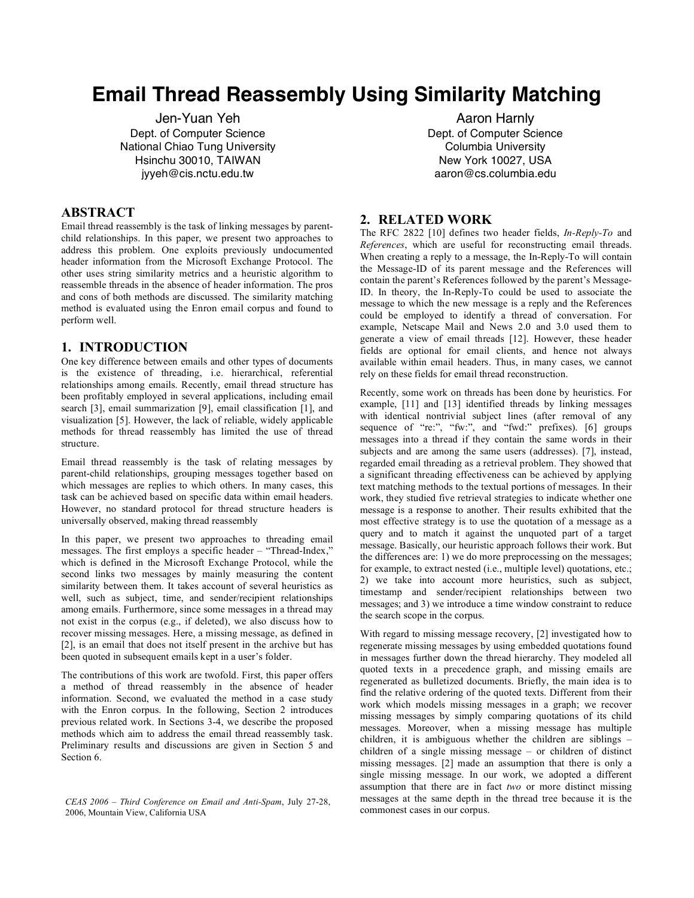# Email Thread Reassembly Using Similarity Matching

Jen-Yuan Yeh
Dept. of Computer Science
National Chiao Tung University
Hsinchu 30010, TAIWAN
jyyeh@cis.nctu.edu.tw

Aaron Harnly
Dept. of Computer Science
Columbia University
New York 10027, USA
aaron@cs.columbia.edu

## ABSTRACT

Email thread reassembly is the task of linking messages by parent-child relationships. In this paper, we present two approaches to address this problem. One exploits previously undocumented header information from the Microsoft Exchange Protocol. The other uses string similarity metrics and a heuristic algorithm to reassemble threads in the absence of header information. The pros and cons of both methods are discussed. The similarity matching method is evaluated using the Enron email corpus and found to perform well.

## 1. INTRODUCTION

One key difference between emails and other types of documents is the existence of threading, i.e. hierarchical, referential relationships among emails. Recently, email thread structure has been profitably employed in several applications, including email search [3], email summarization [9], email classification [1], and visualization [5]. However, the lack of reliable, widely applicable methods for thread reassembly has limited the use of thread structure.

Email thread reassembly is the task of relating messages by parent-child relationships, grouping messages together based on which messages are replies to which others. In many cases, this task can be achieved based on specific data within email headers. However, no standard protocol for thread structure headers is universally observed, making thread reassembly

In this paper, we present two approaches to threading email messages. The first employs a specific header – "Thread-Index," which is defined in the Microsoft Exchange Protocol, while the second links two messages by mainly measuring the content similarity between them. It takes account of several heuristics as well, such as subject, time, and sender/recipient relationships among emails. Furthermore, since some messages in a thread may not exist in the corpus (e.g., if deleted), we also discuss how to recover missing messages. Here, a missing message, as defined in [2], is an email that does not itself present in the archive but has been quoted in subsequent emails kept in a user's folder.

The contributions of this work are twofold. First, this paper offers a method of thread reassembly in the absence of header information. Second, we evaluated the method in a case study with the Enron corpus. In the following, Section 2 introduces previous related work. In Sections 3-4, we describe the proposed methods which aim to address the email thread reassembly task. Preliminary results and discussions are given in Section 5 and Section 6.

*CEAS 2006 – Third Conference on Email and Anti-Spam*, July 27-28, 2006, Mountain View, California USA

## 2. RELATED WORK

The RFC 2822 [10] defines two header fields, *In-Reply-To* and *References*, which are useful for reconstructing email threads. When creating a reply to a message, the In-Reply-To will contain the Message-ID of its parent message and the References will contain the parent's References followed by the parent's Message-ID. In theory, the In-Reply-To could be used to associate the message to which the new message is a reply and the References could be employed to identify a thread of conversation. For example, Netscape Mail and News 2.0 and 3.0 used them to generate a view of email threads [12]. However, these header fields are optional for email clients, and hence not always available within email headers. Thus, in many cases, we cannot rely on these fields for email thread reconstruction.

Recently, some work on threads has been done by heuristics. For example, [11] and [13] identified threads by linking messages with identical nontrivial subject lines (after removal of any sequence of "re:", "fw:", and "fwd:" prefixes). [6] groups messages into a thread if they contain the same words in their subjects and are among the same users (addresses). [7], instead, regarded email threading as a retrieval problem. They showed that a significant threading effectiveness can be achieved by applying text matching methods to the textual portions of messages. In their work, they studied five retrieval strategies to indicate whether one message is a response to another. Their results exhibited that the most effective strategy is to use the quotation of a message as a query and to match it against the unquoted part of a target message. Basically, our heuristic approach follows their work. But the differences are: 1) we do more preprocessing on the messages; for example, to extract nested (i.e., multiple level) quotations, etc.; 2) we take into account more heuristics, such as subject, timestamp and sender/recipient relationships between two messages; and 3) we introduce a time window constraint to reduce the search scope in the corpus.

With regard to missing message recovery, [2] investigated how to regenerate missing messages by using embedded quotations found in messages further down the thread hierarchy. They modeled all quoted texts in a precedence graph, and missing emails are regenerated as bulletized documents. Briefly, the main idea is to find the relative ordering of the quoted texts. Different from their work which models missing messages in a graph; we recover missing messages by simply comparing quotations of its child messages. Moreover, when a missing message has multiple children, it is ambiguous whether the children are siblings – children of a single missing message – or children of distinct missing messages. [2] made an assumption that there is only a single missing message. In our work, we adopted a different assumption that there are in fact *two* or more distinct missing messages at the same depth in the thread tree because it is the commonest cases in our corpus.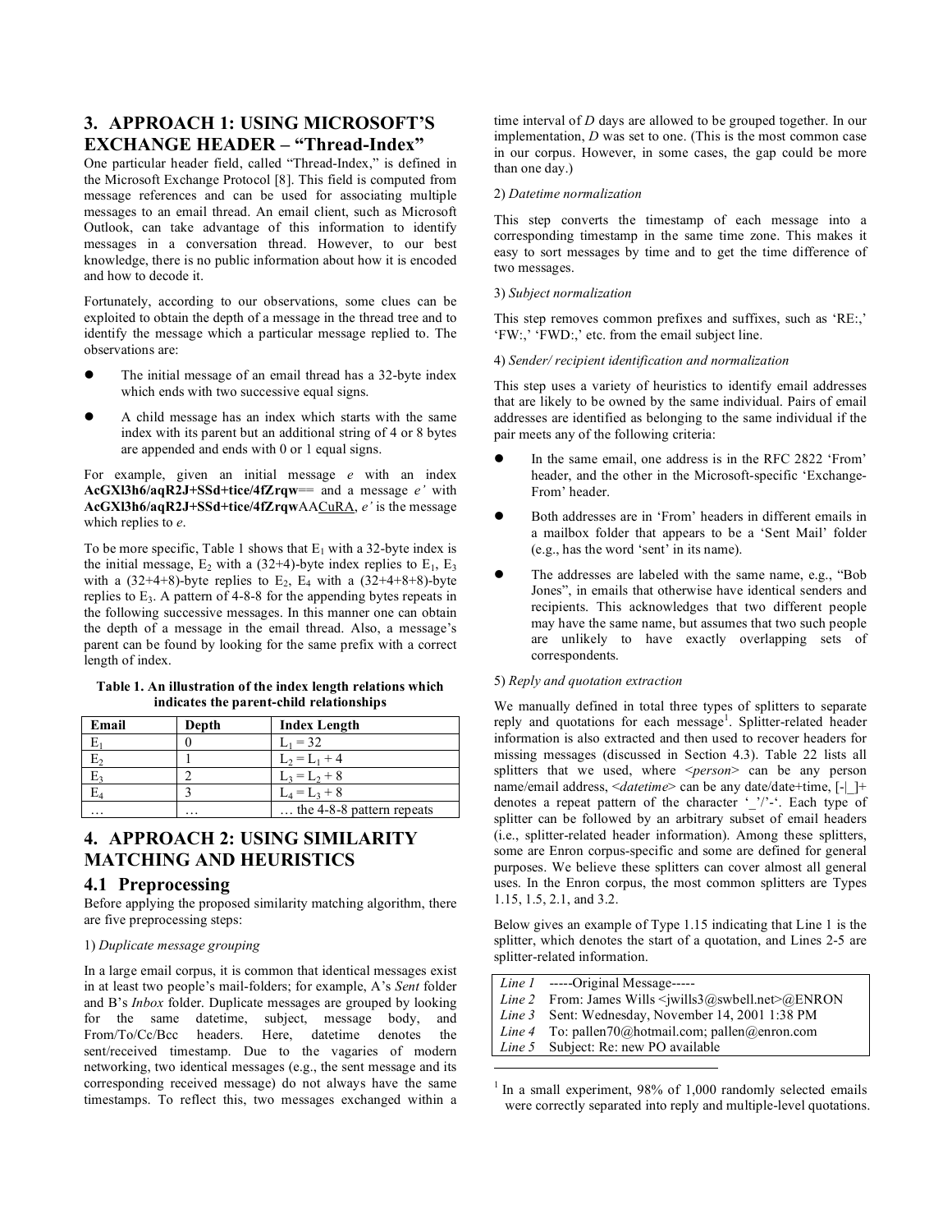## 3. APPROACH 1: USING MICROSOFT'S EXCHANGE HEADER – "Thread-Index"

One particular header field, called "Thread-Index," is defined in the Microsoft Exchange Protocol [8]. This field is computed from message references and can be used for associating multiple messages to an email thread. An email client, such as Microsoft Outlook, can take advantage of this information to identify messages in a conversation thread. However, to our best knowledge, there is no public information about how it is encoded and how to decode it.

Fortunately, according to our observations, some clues can be exploited to obtain the depth of a message in the thread tree and to identify the message which a particular message replied to. The observations are:

- The initial message of an email thread has a 32-byte index which ends with two successive equal signs.
- A child message has an index which starts with the same index with its parent but an additional string of 4 or 8 bytes are appended and ends with 0 or 1 equal signs.

For example, given an initial message *e* with an index **AcGXl3h6/aqR2J+SSd+tice/4fZrqw**== and a message *e'* with **AcGXl3h6/aqR2J+SSd+tice/4fZrqw**AACuRA, *e'* is the message which replies to *e*.

To be more specific, Table 1 shows that $E_1$ with a 32-byte index is the initial message, $E_2$ with a (32+4)-byte index replies to $E_1$, $E_3$ with a (32+4+8)-byte replies to $E_2$, $E_4$ with a (32+4+8+8)-byte replies to $E_3$. A pattern of 4-8-8 for the appending bytes repeats in the following successive messages. In this manner one can obtain the depth of a message in the email thread. Also, a message's parent can be found by looking for the same prefix with a correct length of index.

**Table 1. An illustration of the index length relations which indicates the parent-child relationships**

| Email | Depth | Index Length |
|---|---|---|
| $E_1$ | 0 | $L_1 = 32$ |
| $E_2$ | 1 | $L_2 = L_1 + 4$ |
| $E_3$ | 2 | $L_3 = L_2 + 8$ |
| $E_4$ | 3 | $L_4 = L_3 + 8$ |
| … | … | … the 4-8-8 pattern repeats |

## 4. APPROACH 2: USING SIMILARITY MATCHING AND HEURISTICS

### 4.1 Preprocessing

Before applying the proposed similarity matching algorithm, there are five preprocessing steps:

1) *Duplicate message grouping*

In a large email corpus, it is common that identical messages exist in at least two people's mail-folders; for example, A's *Sent* folder and B's *Inbox* folder. Duplicate messages are grouped by looking for the same datetime, subject, message body, and From/To/Cc/Bcc headers. Here, datetime denotes the sent/received timestamp. Due to the vagaries of modern networking, two identical messages (e.g., the sent message and its corresponding received message) do not always have the same timestamps. To reflect this, two messages exchanged within a time interval of *D* days are allowed to be grouped together. In our implementation, *D* was set to one. (This is the most common case in our corpus. However, in some cases, the gap could be more than one day.)

2) *Datetime normalization*

This step converts the timestamp of each message into a corresponding timestamp in the same time zone. This makes it easy to sort messages by time and to get the time difference of two messages.

3) *Subject normalization*

This step removes common prefixes and suffixes, such as 'RE:,' 'FW:,' 'FWD:,' etc. from the email subject line.

4) *Sender/ recipient identification and normalization*

This step uses a variety of heuristics to identify email addresses that are likely to be owned by the same individual. Pairs of email addresses are identified as belonging to the same individual if the pair meets any of the following criteria:

- In the same email, one address is in the RFC 2822 'From' header, and the other in the Microsoft-specific 'Exchange-From' header.
- Both addresses are in 'From' headers in different emails in a mailbox folder that appears to be a 'Sent Mail' folder (e.g., has the word 'sent' in its name).
- The addresses are labeled with the same name, e.g., "Bob Jones", in emails that otherwise have identical senders and recipients. This acknowledges that two different people may have the same name, but assumes that two such people are unlikely to have exactly overlapping sets of correspondents.

5) *Reply and quotation extraction*

We manually defined in total three types of splitters to separate reply and quotations for each message[1]. Splitter-related header information is also extracted and then used to recover headers for missing messages (discussed in Section 4.3). Table 22 lists all splitters that we used, where <*person*> can be any person name/email address, <*datetime*> can be any date/date+time, [-|_]+ denotes a repeat pattern of the character '_'/'-'. Each type of splitter can be followed by an arbitrary subset of email headers (i.e., splitter-related header information). Among these splitters, some are Enron corpus-specific and some are defined for general purposes. We believe these splitters can cover almost all general uses. In the Enron corpus, the most common splitters are Types 1.15, 1.5, 2.1, and 3.2.

Below gives an example of Type 1.15 indicating that Line 1 is the splitter, which denotes the start of a quotation, and Lines 2-5 are splitter-related information.

| | |
|---|---|
| *Line 1* | -----Original Message----- |
| *Line 2* | From: James Wills <jwills3@swbell.net>@ENRON |
| *Line 3* | Sent: Wednesday, November 14, 2001 1:38 PM |
| *Line 4* | To: pallen70@hotmail.com; pallen@enron.com |
| *Line 5* | Subject: Re: new PO available |

[1] In a small experiment, 98% of 1,000 randomly selected emails were correctly separated into reply and multiple-level quotations.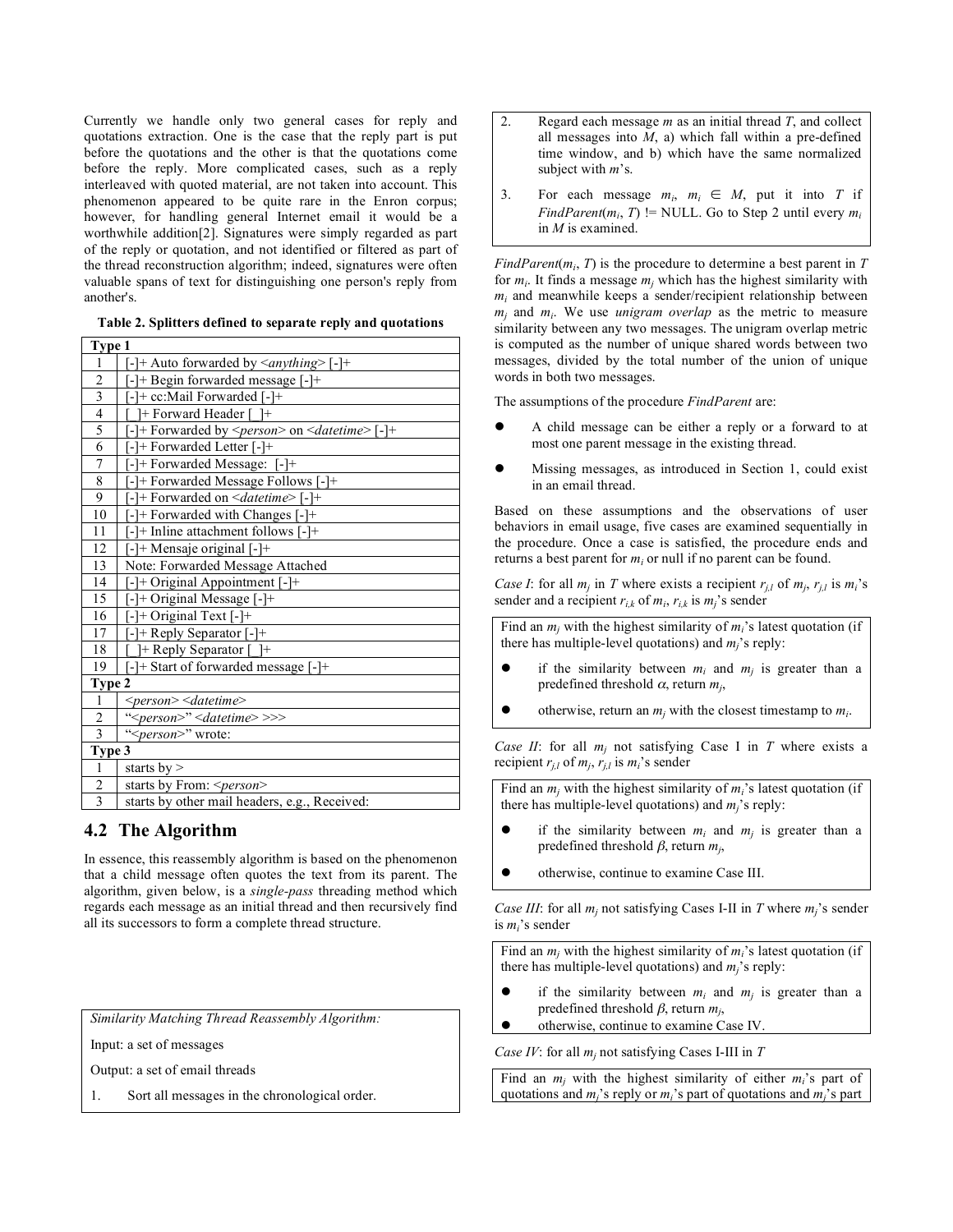Currently we handle only two general cases for reply and quotations extraction. One is the case that the reply part is put before the quotations and the other is that the quotations come before the reply. More complicated cases, such as a reply interleaved with quoted material, are not taken into account. This phenomenon appeared to be quite rare in the Enron corpus; however, for handling general Internet email it would be a worthwhile addition[2]. Signatures were simply regarded as part of the reply or quotation, and not identified or filtered as part of the thread reconstruction algorithm; indeed, signatures were often valuable spans of text for distinguishing one person's reply from another's.

**Table 2. Splitters defined to separate reply and quotations**

| | |
|---|---|
| **Type 1** | |
| 1 | [-]+ Auto forwarded by <*anything*> [-]+ |
| 2 | [-]+ Begin forwarded message [-]+ |
| 3 | [-]+ cc:Mail Forwarded [-]+ |
| 4 | [_]+ Forward Header [_]+ |
| 5 | [-]+ Forwarded by <*person*> on <*datetime*> [-]+ |
| 6 | [-]+ Forwarded Letter [-]+ |
| 7 | [-]+ Forwarded Message: [-]+ |
| 8 | [-]+ Forwarded Message Follows [-]+ |
| 9 | [-]+ Forwarded on <*datetime*> [-]+ |
| 10 | [-]+ Forwarded with Changes [-]+ |
| 11 | [-]+ Inline attachment follows [-]+ |
| 12 | [-]+ Mensaje original [-]+ |
| 13 | Note: Forwarded Message Attached |
| 14 | [-]+ Original Appointment [-]+ |
| 15 | [-]+ Original Message [-]+ |
| 16 | [-]+ Original Text [-]+ |
| 17 | [-]+ Reply Separator [-]+ |
| 18 | [_]+ Reply Separator [_]+ |
| 19 | [-]+ Start of forwarded message [-]+ |
| **Type 2** | |
| 1 | <*person*> <*datetime*> |
| 2 | "<*person*>" <*datetime*> >>> |
| 3 | "<*person*>" wrote: |
| **Type 3** | |
| 1 | starts by > |
| 2 | starts by From: <*person*> |
| 3 | starts by other mail headers, e.g., Received: |

## 4.2 The Algorithm

In essence, this reassembly algorithm is based on the phenomenon that a child message often quotes the text from its parent. The algorithm, given below, is a *single-pass* threading method which regards each message as an initial thread and then recursively find all its successors to form a complete thread structure.

*Similarity Matching Thread Reassembly Algorithm:*

Input: a set of messages

Output: a set of email threads

1. Sort all messages in the chronological order.
2. Regard each message $m$ as an initial thread $T$, and collect all messages into $M$, a) which fall within a pre-defined time window, and b) which have the same normalized subject with $m$'s.
3. For each message $m_i$, $m_i \in M$, put it into $T$ if *FindParent*($m_i$, $T$) != NULL. Go to Step 2 until every $m_i$ in $M$ is examined.

*FindParent*($m_i$, $T$) is the procedure to determine a best parent in $T$ for $m_i$. It finds a message $m_j$ which has the highest similarity with $m_i$ and meanwhile keeps a sender/recipient relationship between $m_j$ and $m_i$. We use *unigram overlap* as the metric to measure similarity between any two messages. The unigram overlap metric is computed as the number of unique shared words between two messages, divided by the total number of the union of unique words in both two messages.

The assumptions of the procedure *FindParent* are:

- A child message can be either a reply or a forward to at most one parent message in the existing thread.
- Missing messages, as introduced in Section 1, could exist in an email thread.

Based on these assumptions and the observations of user behaviors in email usage, five cases are examined sequentially in the procedure. Once a case is satisfied, the procedure ends and returns a best parent for $m_i$ or null if no parent can be found.

*Case I*: for all $m_j$ in $T$ where exists a recipient $r_{j,l}$ of $m_j$, $r_{j,l}$ is $m_i$'s sender and a recipient $r_{i,k}$ of $m_i$, $r_{i,k}$ is $m_j$'s sender

Find an $m_j$ with the highest similarity of $m_i$'s latest quotation (if there has multiple-level quotations) and $m_j$'s reply:

- if the similarity between $m_i$ and $m_j$ is greater than a predefined threshold $\alpha$, return $m_j$,
- otherwise, return an $m_j$ with the closest timestamp to $m_i$.

*Case II*: for all $m_j$ not satisfying Case I in $T$ where exists a recipient $r_{j,l}$ of $m_j$, $r_{j,l}$ is $m_i$'s sender

Find an $m_j$ with the highest similarity of $m_i$'s latest quotation (if there has multiple-level quotations) and $m_j$'s reply:

- if the similarity between $m_i$ and $m_j$ is greater than a predefined threshold $\beta$, return $m_j$,
- otherwise, continue to examine Case III.

*Case III*: for all $m_j$ not satisfying Cases I-II in $T$ where $m_j$'s sender is $m_i$'s sender

Find an $m_j$ with the highest similarity of $m_i$'s latest quotation (if there has multiple-level quotations) and $m_j$'s reply:

- if the similarity between $m_i$ and $m_j$ is greater than a predefined threshold $\beta$, return $m_j$,
- otherwise, continue to examine Case IV.

*Case IV*: for all $m_j$ not satisfying Cases I-III in $T$

Find an $m_j$ with the highest similarity of either $m_i$'s part of quotations and $m_j$'s reply or $m_i$'s part of quotations and $m_j$'s part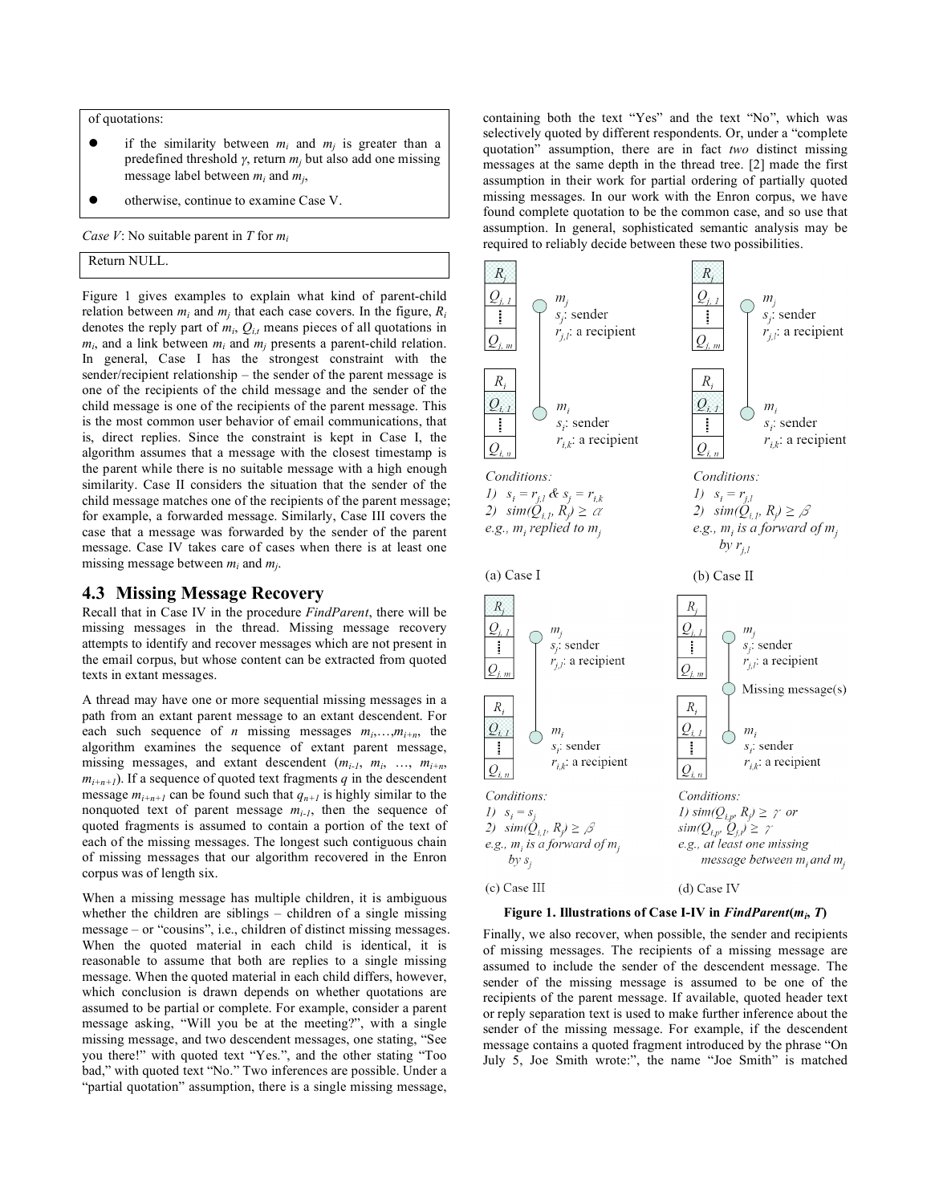of quotations:

- if the similarity between $m_i$ and $m_j$ is greater than a predefined threshold $\gamma$, return $m_j$ but also add one missing message label between $m_i$ and $m_j$,
- otherwise, continue to examine Case V.

*Case V*: No suitable parent in $T$ for $m_i$

Return NULL.

Figure 1 gives examples to explain what kind of parent-child relation between $m_i$ and $m_j$ that each case covers. In the figure, $R_i$ denotes the reply part of $m_i$, $Q_{i,l}$ means pieces of all quotations in $m_i$, and a link between $m_i$ and $m_j$ presents a parent-child relation. In general, Case I has the strongest constraint with the sender/recipient relationship – the sender of the parent message is one of the recipients of the child message and the sender of the child message is one of the recipients of the parent message. This is the most common user behavior of email communications, that is, direct replies. Since the constraint is kept in Case I, the algorithm assumes that a message with the closest timestamp is the parent while there is no suitable message with a high enough similarity. Case II considers the situation that the sender of the child message matches one of the recipients of the parent message; for example, a forwarded message. Similarly, Case III covers the case that a message was forwarded by the sender of the parent message. Case IV takes care of cases when there is at least one missing message between $m_i$ and $m_j$.

## 4.3 Missing Message Recovery

Recall that in Case IV in the procedure *FindParent*, there will be missing messages in the thread. Missing message recovery attempts to identify and recover messages which are not present in the email corpus, but whose content can be extracted from quoted texts in extant messages.

A thread may have one or more sequential missing messages in a path from an extant parent message to an extant descendent. For each such sequence of $n$ missing messages $m_i,\ldots,m_{i+n}$, the algorithm examines the sequence of extant parent message, missing messages, and extant descendent ($m_{i-1}$, $m_i$, …, $m_{i+n}$, $m_{i+n+1}$). If a sequence of quoted text fragments $q$ in the descendent message $m_{i+n+1}$ can be found such that $q_{n+1}$ is highly similar to the nonquoted text of parent message $m_{i-1}$, then the sequence of quoted fragments is assumed to contain a portion of the text of each of the missing messages. The longest such contiguous chain of missing messages that our algorithm recovered in the Enron corpus was of length six.

When a missing message has multiple children, it is ambiguous whether the children are siblings – children of a single missing message – or "cousins", i.e., children of distinct missing messages. When the quoted material in each child is identical, it is reasonable to assume that both are replies to a single missing message. When the quoted material in each child differs, however, which conclusion is drawn depends on whether quotations are assumed to be partial or complete. For example, consider a parent message asking, "Will you be at the meeting?", with a single missing message, and two descendent messages, one stating, "See you there!" with quoted text "Yes.", and the other stating "Too bad," with quoted text "No." Two inferences are possible. Under a "partial quotation" assumption, there is a single missing message, containing both the text "Yes" and the text "No", which was selectively quoted by different respondents. Or, under a "complete quotation" assumption, there are in fact *two* distinct missing messages at the same depth in the thread tree. [2] made the first assumption in their work for partial ordering of partially quoted missing messages. In our work with the Enron corpus, we have found complete quotation to be the common case, and so use that assumption. In general, sophisticated semantic analysis may be required to reliably decide between these two possibilities.

(a) Case I — Conditions: 1) $s_i = r_{j,l}$ & $s_j = r_{i,k}$ 2) $sim(Q_{i,1}, R_j) \geq \alpha$; e.g., $m_i$ replied to $m_j$

(b) Case II — Conditions: 1) $s_i = r_{j,l}$ 2) $sim(Q_{i,1}, R_j) \geq \beta$; e.g., $m_i$ is a forward of $m_j$ by $r_{j,l}$

(c) Case III — Conditions: 1) $s_i = s_j$ 2) $sim(Q_{i,1}, R_j) \geq \beta$; e.g., $m_i$ is a forward of $m_j$ by $s_j$

(d) Case IV — Conditions: 1) $sim(Q_{i,p}, R_j) \geq \gamma$ or $sim(Q_{i,p}, Q_{j,t}) \geq \gamma$; e.g., at least one missing message between $m_i$ and $m_j$

**Figure 1. Illustrations of Case I-IV in *FindParent*($m_i$, $T$)**

Finally, we also recover, when possible, the sender and recipients of missing messages. The recipients of a missing message are assumed to include the sender of the descendent message. The sender of the missing message is assumed to be one of the recipients of the parent message. If available, quoted header text or reply separation text is used to make further inference about the sender of the missing message. For example, if the descendent message contains a quoted fragment introduced by the phrase "On July 5, Joe Smith wrote:", the name "Joe Smith" is matched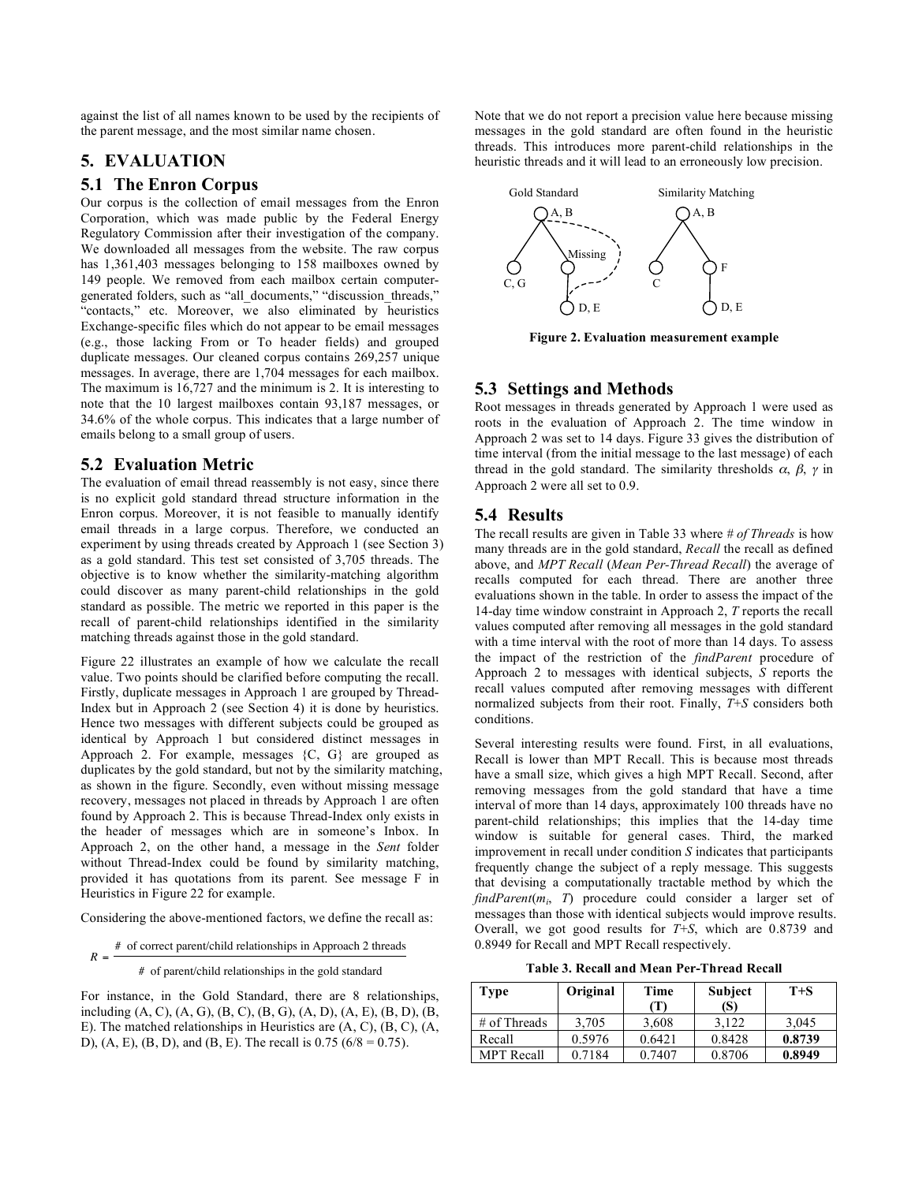against the list of all names known to be used by the recipients of the parent message, and the most similar name chosen.

## 5. EVALUATION

### 5.1 The Enron Corpus

Our corpus is the collection of email messages from the Enron Corporation, which was made public by the Federal Energy Regulatory Commission after their investigation of the company. We downloaded all messages from the website. The raw corpus has 1,361,403 messages belonging to 158 mailboxes owned by 149 people. We removed from each mailbox certain computer-generated folders, such as "all_documents," "discussion_threads," "contacts," etc. Moreover, we also eliminated by heuristics Exchange-specific files which do not appear to be email messages (e.g., those lacking From or To header fields) and grouped duplicate messages. Our cleaned corpus contains 269,257 unique messages. In average, there are 1,704 messages for each mailbox. The maximum is 16,727 and the minimum is 2. It is interesting to note that the 10 largest mailboxes contain 93,187 messages, or 34.6% of the whole corpus. This indicates that a large number of emails belong to a small group of users.

### 5.2 Evaluation Metric

The evaluation of email thread reassembly is not easy, since there is no explicit gold standard thread structure information in the Enron corpus. Moreover, it is not feasible to manually identify email threads in a large corpus. Therefore, we conducted an experiment by using threads created by Approach 1 (see Section 3) as a gold standard. This test set consisted of 3,705 threads. The objective is to know whether the similarity-matching algorithm could discover as many parent-child relationships in the gold standard as possible. The metric we reported in this paper is the recall of parent-child relationships identified in the similarity matching threads against those in the gold standard.

Figure 22 illustrates an example of how we calculate the recall value. Two points should be clarified before computing the recall. Firstly, duplicate messages in Approach 1 are grouped by Thread-Index but in Approach 2 (see Section 4) it is done by heuristics. Hence two messages with different subjects could be grouped as identical by Approach 1 but considered distinct messages in Approach 2. For example, messages {C, G} are grouped as duplicates by the gold standard, but not by the similarity matching, as shown in the figure. Secondly, even without missing message recovery, messages not placed in threads by Approach 1 are often found by Approach 2. This is because Thread-Index only exists in the header of messages which are in someone's Inbox. In Approach 2, on the other hand, a message in the *Sent* folder without Thread-Index could be found by similarity matching, provided it has quotations from its parent. See message F in Heuristics in Figure 22 for example.

Considering the above-mentioned factors, we define the recall as:

$$R = \frac{\text{\# of correct parent/child relationships in Approach 2 threads}}{\text{\# of parent/child relationships in the gold standard}}$$

For instance, in the Gold Standard, there are 8 relationships, including (A, C), (A, G), (B, C), (B, G), (A, D), (A, E), (B, D), (B, E). The matched relationships in Heuristics are (A, C), (B, C), (A, D), (A, E), (B, D), and (B, E). The recall is 0.75 (6/8 = 0.75).

Note that we do not report a precision value here because missing messages in the gold standard are often found in the heuristic threads. This introduces more parent-child relationships in the heuristic threads and it will lead to an erroneously low precision.

**Figure 2. Evaluation measurement example**

### 5.3 Settings and Methods

Root messages in threads generated by Approach 1 were used as roots in the evaluation of Approach 2. The time window in Approach 2 was set to 14 days. Figure 33 gives the distribution of time interval (from the initial message to the last message) of each thread in the gold standard. The similarity thresholds $\alpha$, $\beta$, $\gamma$ in Approach 2 were all set to 0.9.

### 5.4 Results

The recall results are given in Table 33 where *# of Threads* is how many threads are in the gold standard, *Recall* the recall as defined above, and *MPT Recall* (*Mean Per-Thread Recall*) the average of recalls computed for each thread. There are another three evaluations shown in the table. In order to assess the impact of the 14-day time window constraint in Approach 2, *T* reports the recall values computed after removing all messages in the gold standard with a time interval with the root of more than 14 days. To assess the impact of the restriction of the *findParent* procedure of Approach 2 to messages with identical subjects, *S* reports the recall values computed after removing messages with different normalized subjects from their root. Finally, *T+S* considers both conditions.

Several interesting results were found. First, in all evaluations, Recall is lower than MPT Recall. This is because most threads have a small size, which gives a high MPT Recall. Second, after removing messages from the gold standard that have a time interval of more than 14 days, approximately 100 threads have no parent-child relationships; this implies that the 14-day time window is suitable for general cases. Third, the marked improvement in recall under condition *S* indicates that participants frequently change the subject of a reply message. This suggests that devising a computationally tractable method by which the *findParent*($m_i$, $T$) procedure could consider a larger set of messages than those with identical subjects would improve results. Overall, we got good results for *T+S*, which are 0.8739 and 0.8949 for Recall and MPT Recall respectively.

**Table 3. Recall and Mean Per-Thread Recall**

| Type | Original | Time (T) | Subject (S) | T+S |
|---|---|---|---|---|
| # of Threads | 3,705 | 3,608 | 3,122 | 3,045 |
| Recall | 0.5976 | 0.6421 | 0.8428 | **0.8739** |
| MPT Recall | 0.7184 | 0.7407 | 0.8706 | **0.8949** |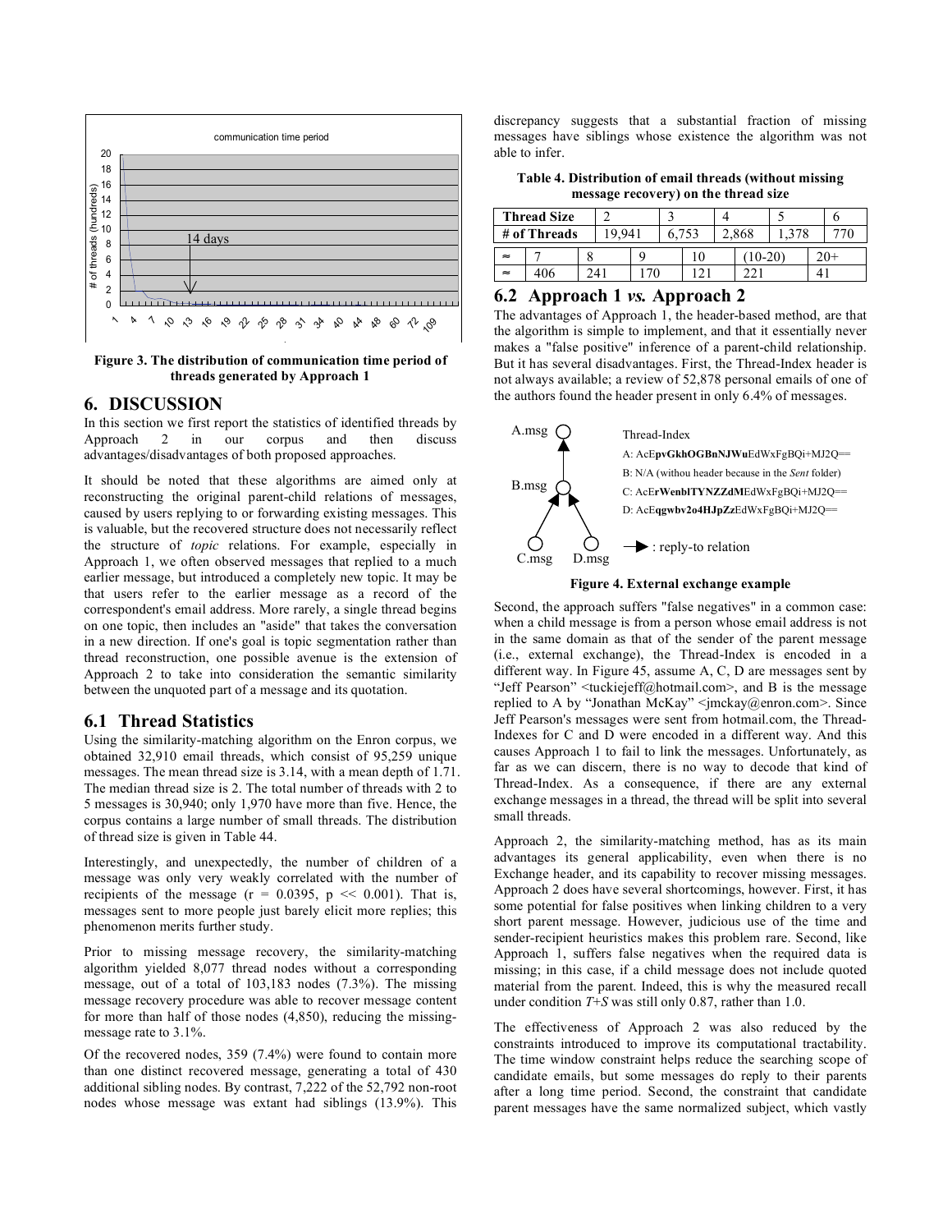Figure 3. The distribution of communication time period of threads generated by Approach 1

## 6. DISCUSSION

In this section we first report the statistics of identified threads by Approach 2 in our corpus and then discuss advantages/disadvantages of both proposed approaches.

It should be noted that these algorithms are aimed only at reconstructing the original parent-child relations of messages, caused by users replying to or forwarding existing messages. This is valuable, but the recovered structure does not necessarily reflect the structure of *topic* relations. For example, especially in Approach 1, we often observed messages that replied to a much earlier message, but introduced a completely new topic. It may be that users refer to the earlier message as a record of the correspondent's email address. More rarely, a single thread begins on one topic, then includes an "aside" that takes the conversation in a new direction. If one's goal is topic segmentation rather than thread reconstruction, one possible avenue is the extension of Approach 2 to take into consideration the semantic similarity between the unquoted part of a message and its quotation.

### 6.1 Thread Statistics

Using the similarity-matching algorithm on the Enron corpus, we obtained 32,910 email threads, which consist of 95,259 unique messages. The mean thread size is 3.14, with a mean depth of 1.71. The median thread size is 2. The total number of threads with 2 to 5 messages is 30,940; only 1,970 have more than five. Hence, the corpus contains a large number of small threads. The distribution of thread size is given in Table 44.

Interestingly, and unexpectedly, the number of children of a message was only very weakly correlated with the number of recipients of the message ($r = 0.0395$, $p \ll 0.001$). That is, messages sent to more people just barely elicit more replies; this phenomenon merits further study.

Prior to missing message recovery, the similarity-matching algorithm yielded 8,077 thread nodes without a corresponding message, out of a total of 103,183 nodes (7.3%). The missing message recovery procedure was able to recover message content for more than half of those nodes (4,850), reducing the missing-message rate to 3.1%.

Of the recovered nodes, 359 (7.4%) were found to contain more than one distinct recovered message, generating a total of 430 additional sibling nodes. By contrast, 7,222 of the 52,792 non-root nodes whose message was extant had siblings (13.9%). This discrepancy suggests that a substantial fraction of missing messages have siblings whose existence the algorithm was not able to infer.

**Table 4. Distribution of email threads (without missing message recovery) on the thread size**

| Thread Size | 2 | 3 | 4 | 5 | 6 |
|---|---|---|---|---|---|
| # of Threads | 19,941 | 6,753 | 2,868 | 1,378 | 770 |
| ≈ 7 | 8 | 9 | 10 | (10-20) | 20+ |
| ≈ 406 | 241 | 170 | 121 | 221 | 41 |

### 6.2 Approach 1 *vs.* Approach 2

The advantages of Approach 1, the header-based method, are that the algorithm is simple to implement, and that it essentially never makes a "false positive" inference of a parent-child relationship. But it has several disadvantages. First, the Thread-Index header is not always available; a review of 52,878 personal emails of one of the authors found the header present in only 6.4% of messages.

A.msg, B.msg, C.msg, D.msg

Thread-Index
A: AcE**pvGkhOGBnNJWu**EdWxFgBQi+MJ2Q==
B: N/A (withou header because in the *Sent* folder)
C: AcE**rWenblTYNZZdM**EdWxFgBQi+MJ2Q==
D: AcE**qgwbv2o4HJpZz**EdWxFgBQi+MJ2Q==
: reply-to relation

**Figure 4. External exchange example**

Second, the approach suffers "false negatives" in a common case: when a child message is from a person whose email address is not in the same domain as that of the sender of the parent message (i.e., external exchange), the Thread-Index are encoded in a different way. In Figure 45, assume A, C, D are messages sent by "Jeff Pearson" <tuckiejeff@hotmail.com>, and B is the message replied to A by "Jonathan McKay" <jmckay@enron.com>. Since Jeff Pearson's messages were sent from hotmail.com, the Thread-Indexes for C and D were encoded in a different way. And this causes Approach 1 to fail to link the messages. Unfortunately, as far as we can discern, there is no way to decode that kind of Thread-Index. As a consequence, if there are any external exchange messages in a thread, the thread will be split into several small threads.

Approach 2, the similarity-matching method, has as its main advantages its general applicability, even when there is no Exchange header, and its capability to recover missing messages. Approach 2 does have several shortcomings, however. First, it has some potential for false positives when linking children to a very short parent message. However, judicious use of the time and sender-recipient heuristics makes this problem rare. Second, like Approach 1, suffers false negatives when the required data is missing; in this case, if a child message does not include quoted material from the parent. Indeed, this is why the measured recall under condition *T+S* was still only 0.87, rather than 1.0.

The effectiveness of Approach 2 was also reduced by the constraints introduced to improve its computational tractability. The time window constraint helps reduce the searching scope of candidate emails, but some messages do reply to their parents after a long time period. Second, the constraint that candidate parent messages have the same normalized subject, which vastly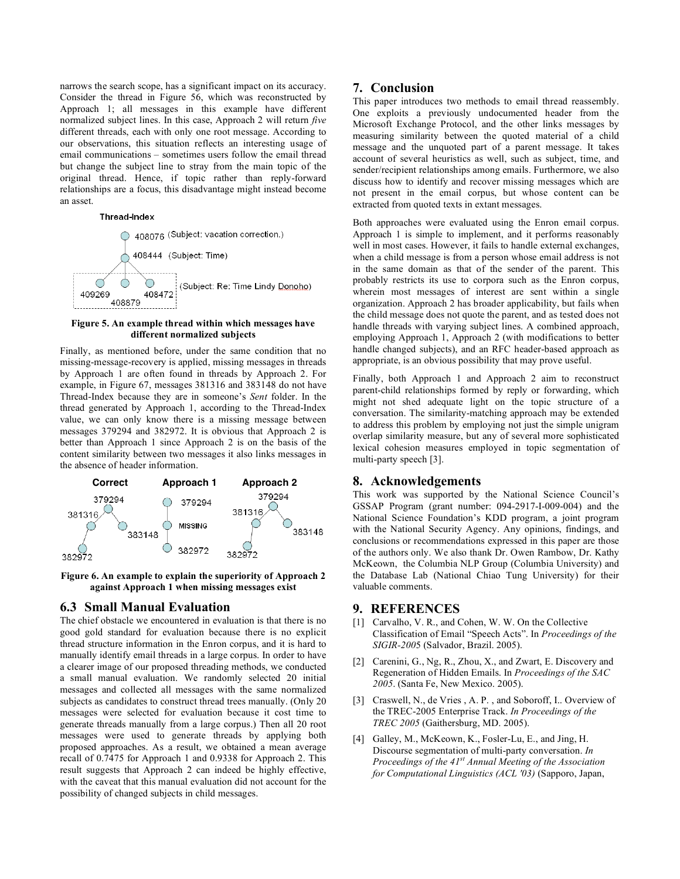narrows the search scope, has a significant impact on its accuracy. Consider the thread in Figure 56, which was reconstructed by Approach 1; all messages in this example have different normalized subject lines. In this case, Approach 2 will return *five* different threads, each with only one root message. According to our observations, this situation reflects an interesting usage of email communications – sometimes users follow the email thread but change the subject line to stray from the main topic of the original thread. Hence, if topic rather than reply-forward relationships are a focus, this disadvantage might instead become an asset.

**Figure 5. An example thread within which messages have different normalized subjects**

Finally, as mentioned before, under the same condition that no missing-message-recovery is applied, missing messages in threads by Approach 1 are often found in threads by Approach 2. For example, in Figure 67, messages 381316 and 383148 do not have Thread-Index because they are in someone's *Sent* folder. In the thread generated by Approach 1, according to the Thread-Index value, we can only know there is a missing message between messages 379294 and 382972. It is obvious that Approach 2 is better than Approach 1 since Approach 2 is on the basis of the content similarity between two messages it also links messages in the absence of header information.

**Figure 6. An example to explain the superiority of Approach 2 against Approach 1 when missing messages exist**

## 6.3 Small Manual Evaluation

The chief obstacle we encountered in evaluation is that there is no good gold standard for evaluation because there is no explicit thread structure information in the Enron corpus, and it is hard to manually identify email threads in a large corpus. In order to have a clearer image of our proposed threading methods, we conducted a small manual evaluation. We randomly selected 20 initial messages and collected all messages with the same normalized subjects as candidates to construct thread trees manually. (Only 20 messages were selected for evaluation because it cost time to generate threads manually from a large corpus.) Then all 20 root messages were used to generate threads by applying both proposed approaches. As a result, we obtained a mean average recall of 0.7475 for Approach 1 and 0.9338 for Approach 2. This result suggests that Approach 2 can indeed be highly effective, with the caveat that this manual evaluation did not account for the possibility of changed subjects in child messages.

## 7. Conclusion

This paper introduces two methods to email thread reassembly. One exploits a previously undocumented header from the Microsoft Exchange Protocol, and the other links messages by measuring similarity between the quoted material of a child message and the unquoted part of a parent message. It takes account of several heuristics as well, such as subject, time, and sender/recipient relationships among emails. Furthermore, we also discuss how to identify and recover missing messages which are not present in the email corpus, but whose content can be extracted from quoted texts in extant messages.

Both approaches were evaluated using the Enron email corpus. Approach 1 is simple to implement, and it performs reasonably well in most cases. However, it fails to handle external exchanges, when a child message is from a person whose email address is not in the same domain as that of the sender of the parent. This probably restricts its use to corpora such as the Enron corpus, wherein most messages of interest are sent within a single organization. Approach 2 has broader applicability, but fails when the child message does not quote the parent, and as tested does not handle threads with varying subject lines. A combined approach, employing Approach 1, Approach 2 (with modifications to better handle changed subjects), and an RFC header-based approach as appropriate, is an obvious possibility that may prove useful.

Finally, both Approach 1 and Approach 2 aim to reconstruct parent-child relationships formed by reply or forwarding, which might not shed adequate light on the topic structure of a conversation. The similarity-matching approach may be extended to address this problem by employing not just the simple unigram overlap similarity measure, but any of several more sophisticated lexical cohesion measures employed in topic segmentation of multi-party speech [3].

## 8. Acknowledgements

This work was supported by the National Science Council's GSSAP Program (grant number: 094-2917-I-009-004) and the National Science Foundation's KDD program, a joint program with the National Security Agency. Any opinions, findings, and conclusions or recommendations expressed in this paper are those of the authors only. We also thank Dr. Owen Rambow, Dr. Kathy McKeown, the Columbia NLP Group (Columbia University) and the Database Lab (National Chiao Tung University) for their valuable comments.

## 9. REFERENCES

[1] Carvalho, V. R., and Cohen, W. W. On the Collective Classification of Email "Speech Acts". In *Proceedings of the SIGIR-2005* (Salvador, Brazil. 2005).

[2] Carenini, G., Ng, R., Zhou, X., and Zwart, E. Discovery and Regeneration of Hidden Emails. In *Proceedings of the SAC 2005*. (Santa Fe, New Mexico. 2005).

[3] Craswell, N., de Vries , A. P. , and Soboroff, I.. Overview of the TREC-2005 Enterprise Track. *In Proceedings of the TREC 2005* (Gaithersburg, MD. 2005).

[4] Galley, M., McKeown, K., Fosler-Lu, E., and Jing, H. Discourse segmentation of multi-party conversation. *In Proceedings of the 41st Annual Meeting of the Association for Computational Linguistics (ACL '03)* (Sapporo, Japan,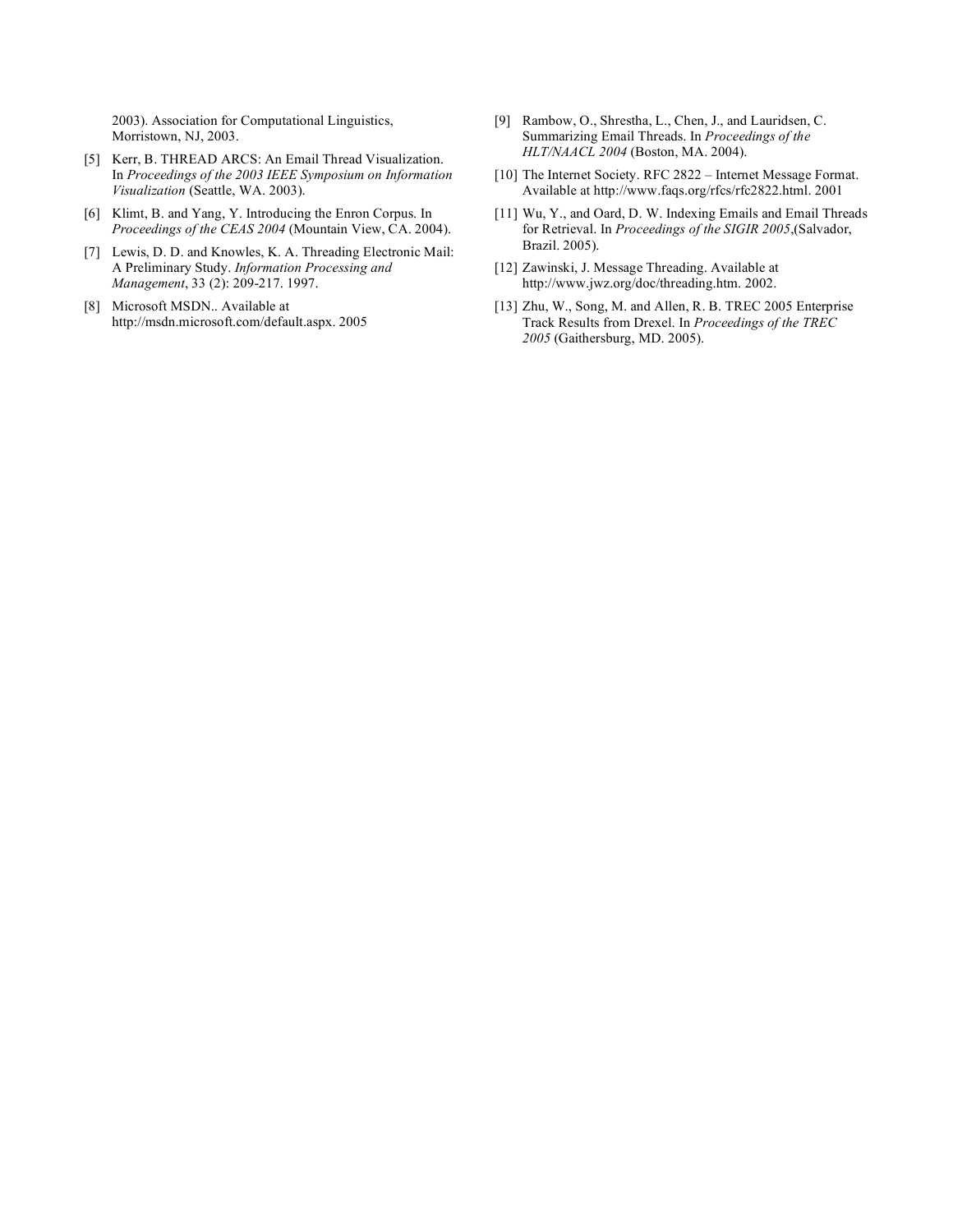2003). Association for Computational Linguistics, Morristown, NJ, 2003.

[5] Kerr, B. THREAD ARCS: An Email Thread Visualization. In *Proceedings of the 2003 IEEE Symposium on Information Visualization* (Seattle, WA. 2003).

[6] Klimt, B. and Yang, Y. Introducing the Enron Corpus. In *Proceedings of the CEAS 2004* (Mountain View, CA. 2004).

[7] Lewis, D. D. and Knowles, K. A. Threading Electronic Mail: A Preliminary Study. *Information Processing and Management*, 33 (2): 209-217. 1997.

[8] Microsoft MSDN.. Available at http://msdn.microsoft.com/default.aspx. 2005

[9] Rambow, O., Shrestha, L., Chen, J., and Lauridsen, C. Summarizing Email Threads. In *Proceedings of the HLT/NAACL 2004* (Boston, MA. 2004).

[10] The Internet Society. RFC 2822 – Internet Message Format. Available at http://www.faqs.org/rfcs/rfc2822.html. 2001

[11] Wu, Y., and Oard, D. W. Indexing Emails and Email Threads for Retrieval. In *Proceedings of the SIGIR 2005*,(Salvador, Brazil. 2005).

[12] Zawinski, J. Message Threading. Available at http://www.jwz.org/doc/threading.htm. 2002.

[13] Zhu, W., Song, M. and Allen, R. B. TREC 2005 Enterprise Track Results from Drexel. In *Proceedings of the TREC 2005* (Gaithersburg, MD. 2005).